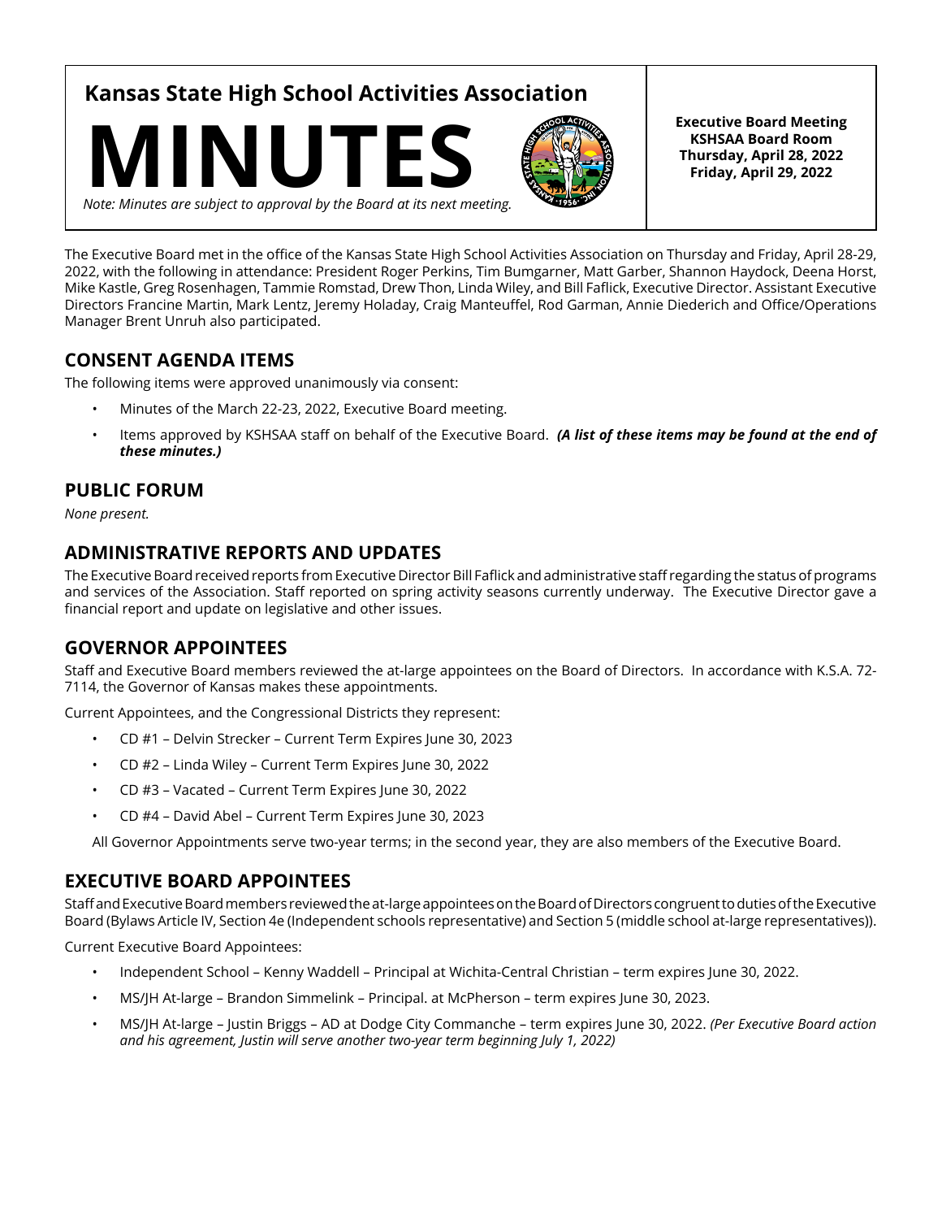# Kansas State High School Activities Association

# MINUTES

*Note: Minutes are subject to approval by the Board at its next meeting.*

**Executive Board Meeting**
**KSHSAA Board Room**
**Thursday, April 28, 2022**
**Friday, April 29, 2022**

The Executive Board met in the office of the Kansas State High School Activities Association on Thursday and Friday, April 28-29, 2022, with the following in attendance: President Roger Perkins, Tim Bumgarner, Matt Garber, Shannon Haydock, Deena Horst, Mike Kastle, Greg Rosenhagen, Tammie Romstad, Drew Thon, Linda Wiley, and Bill Faflick, Executive Director. Assistant Executive Directors Francine Martin, Mark Lentz, Jeremy Holaday, Craig Manteuffel, Rod Garman, Annie Diederich and Office/Operations Manager Brent Unruh also participated.

## CONSENT AGENDA ITEMS

The following items were approved unanimously via consent:

- Minutes of the March 22-23, 2022, Executive Board meeting.
- Items approved by KSHSAA staff on behalf of the Executive Board. ***(A list of these items may be found at the end of these minutes.)***

## PUBLIC FORUM

*None present.*

## ADMINISTRATIVE REPORTS AND UPDATES

The Executive Board received reports from Executive Director Bill Faflick and administrative staff regarding the status of programs and services of the Association. Staff reported on spring activity seasons currently underway. The Executive Director gave a financial report and update on legislative and other issues.

## GOVERNOR APPOINTEES

Staff and Executive Board members reviewed the at-large appointees on the Board of Directors. In accordance with K.S.A. 72-7114, the Governor of Kansas makes these appointments.

Current Appointees, and the Congressional Districts they represent:

- CD #1 – Delvin Strecker – Current Term Expires June 30, 2023
- CD #2 – Linda Wiley – Current Term Expires June 30, 2022
- CD #3 – Vacated – Current Term Expires June 30, 2022
- CD #4 – David Abel – Current Term Expires June 30, 2023

All Governor Appointments serve two-year terms; in the second year, they are also members of the Executive Board.

## EXECUTIVE BOARD APPOINTEES

Staff and Executive Board members reviewed the at-large appointees on the Board of Directors congruent to duties of the Executive Board (Bylaws Article IV, Section 4e (Independent schools representative) and Section 5 (middle school at-large representatives)).

Current Executive Board Appointees:

- Independent School – Kenny Waddell – Principal at Wichita-Central Christian – term expires June 30, 2022.
- MS/JH At-large – Brandon Simmelink – Principal. at McPherson – term expires June 30, 2023.
- MS/JH At-large – Justin Briggs – AD at Dodge City Commanche – term expires June 30, 2022. *(Per Executive Board action and his agreement, Justin will serve another two-year term beginning July 1, 2022)*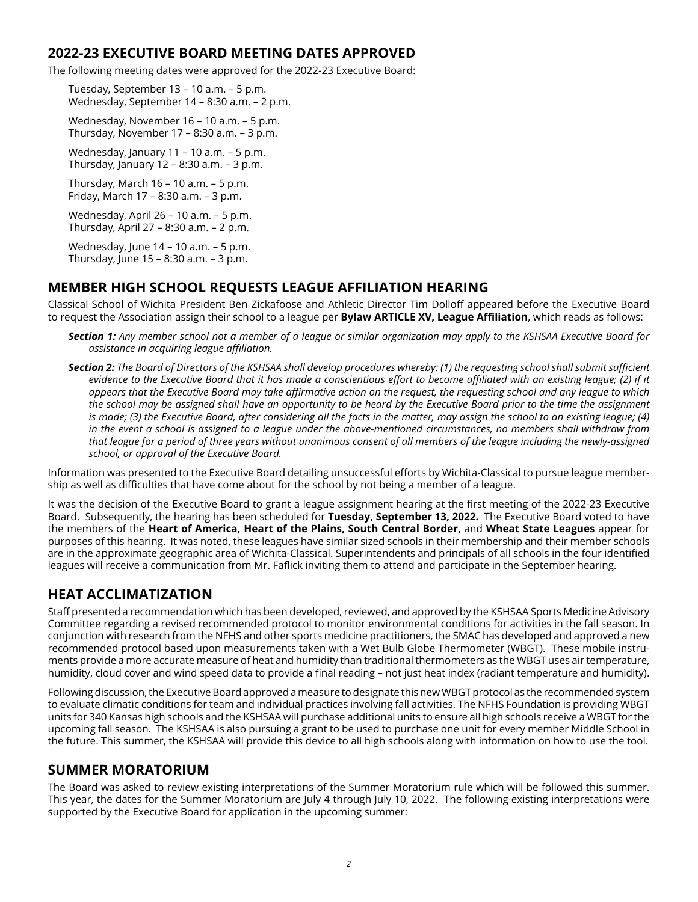## 2022-23 EXECUTIVE BOARD MEETING DATES APPROVED

The following meeting dates were approved for the 2022-23 Executive Board:

Tuesday, September 13 – 10 a.m. – 5 p.m.
Wednesday, September 14 – 8:30 a.m. – 2 p.m.

Wednesday, November 16 – 10 a.m. – 5 p.m.
Thursday, November 17 – 8:30 a.m. – 3 p.m.

Wednesday, January 11 – 10 a.m. – 5 p.m.
Thursday, January 12 – 8:30 a.m. – 3 p.m.

Thursday, March 16 – 10 a.m. – 5 p.m.
Friday, March 17 – 8:30 a.m. – 3 p.m.

Wednesday, April 26 – 10 a.m. – 5 p.m.
Thursday, April 27 – 8:30 a.m. – 2 p.m.

Wednesday, June 14 – 10 a.m. – 5 p.m.
Thursday, June 15 – 8:30 a.m. – 3 p.m.

## MEMBER HIGH SCHOOL REQUESTS LEAGUE AFFILIATION HEARING

Classical School of Wichita President Ben Zickafoose and Athletic Director Tim Dolloff appeared before the Executive Board to request the Association assign their school to a league per **Bylaw ARTICLE XV, League Affiliation**, which reads as follows:

***Section 1:*** *Any member school not a member of a league or similar organization may apply to the KSHSAA Executive Board for assistance in acquiring league affiliation.*

***Section 2:*** *The Board of Directors of the KSHSAA shall develop procedures whereby: (1) the requesting school shall submit sufficient evidence to the Executive Board that it has made a conscientious effort to become affiliated with an existing league; (2) if it appears that the Executive Board may take affirmative action on the request, the requesting school and any league to which the school may be assigned shall have an opportunity to be heard by the Executive Board prior to the time the assignment is made; (3) the Executive Board, after considering all the facts in the matter, may assign the school to an existing league; (4) in the event a school is assigned to a league under the above-mentioned circumstances, no members shall withdraw from that league for a period of three years without unanimous consent of all members of the league including the newly-assigned school, or approval of the Executive Board.*

Information was presented to the Executive Board detailing unsuccessful efforts by Wichita-Classical to pursue league membership as well as difficulties that have come about for the school by not being a member of a league.

It was the decision of the Executive Board to grant a league assignment hearing at the first meeting of the 2022-23 Executive Board. Subsequently, the hearing has been scheduled for **Tuesday, September 13, 2022.** The Executive Board voted to have the members of the **Heart of America, Heart of the Plains, South Central Border,** and **Wheat State Leagues** appear for purposes of this hearing. It was noted, these leagues have similar sized schools in their membership and their member schools are in the approximate geographic area of Wichita-Classical. Superintendents and principals of all schools in the four identified leagues will receive a communication from Mr. Faflick inviting them to attend and participate in the September hearing.

## HEAT ACCLIMATIZATION

Staff presented a recommendation which has been developed, reviewed, and approved by the KSHSAA Sports Medicine Advisory Committee regarding a revised recommended protocol to monitor environmental conditions for activities in the fall season. In conjunction with research from the NFHS and other sports medicine practitioners, the SMAC has developed and approved a new recommended protocol based upon measurements taken with a Wet Bulb Globe Thermometer (WBGT). These mobile instruments provide a more accurate measure of heat and humidity than traditional thermometers as the WBGT uses air temperature, humidity, cloud cover and wind speed data to provide a final reading – not just heat index (radiant temperature and humidity).

Following discussion, the Executive Board approved a measure to designate this new WBGT protocol as the recommended system to evaluate climatic conditions for team and individual practices involving fall activities. The NFHS Foundation is providing WBGT units for 340 Kansas high schools and the KSHSAA will purchase additional units to ensure all high schools receive a WBGT for the upcoming fall season. The KSHSAA is also pursuing a grant to be used to purchase one unit for every member Middle School in the future. This summer, the KSHSAA will provide this device to all high schools along with information on how to use the tool.

## SUMMER MORATORIUM

The Board was asked to review existing interpretations of the Summer Moratorium rule which will be followed this summer. This year, the dates for the Summer Moratorium are July 4 through July 10, 2022. The following existing interpretations were supported by the Executive Board for application in the upcoming summer: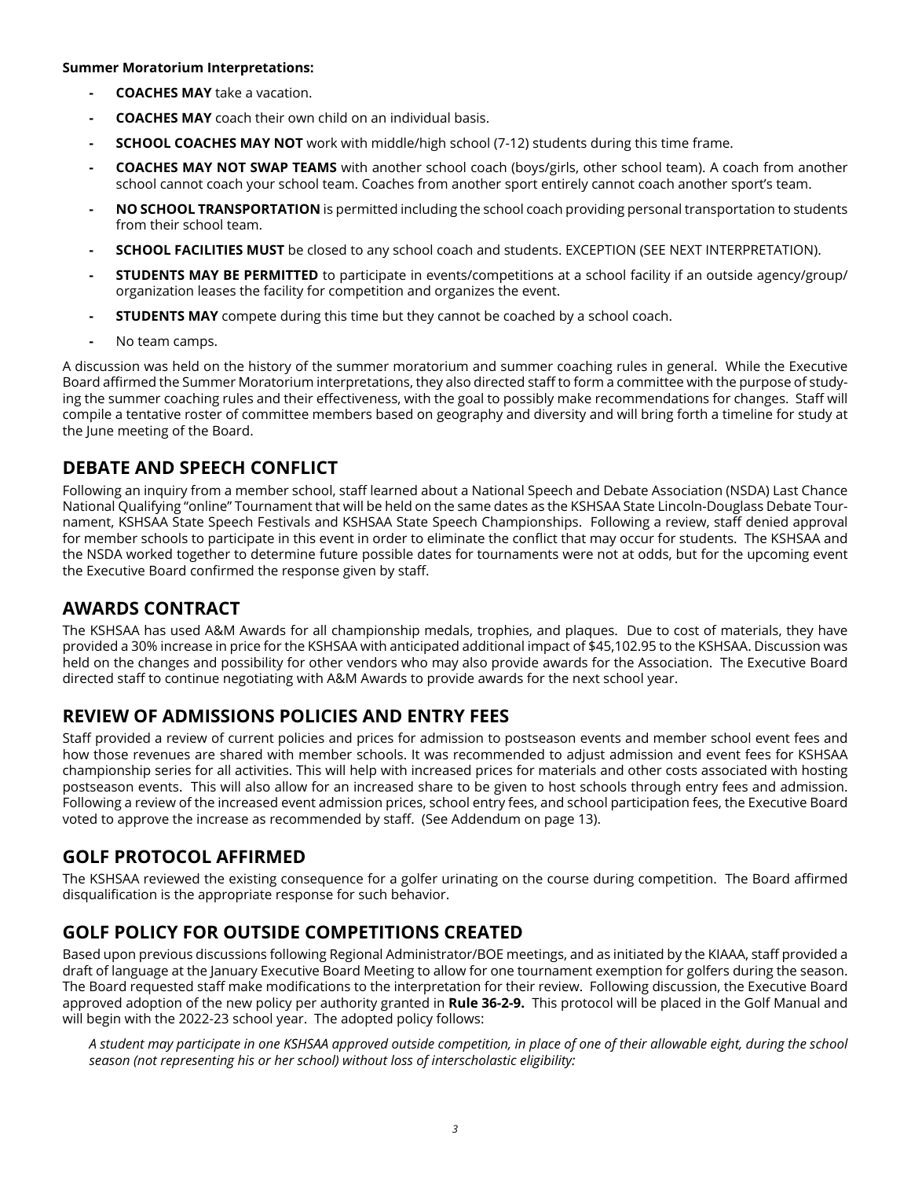**Summer Moratorium Interpretations:**

- **COACHES MAY** take a vacation.
- **COACHES MAY** coach their own child on an individual basis.
- **SCHOOL COACHES MAY NOT** work with middle/high school (7-12) students during this time frame.
- **COACHES MAY NOT SWAP TEAMS** with another school coach (boys/girls, other school team). A coach from another school cannot coach your school team. Coaches from another sport entirely cannot coach another sport's team.
- **NO SCHOOL TRANSPORTATION** is permitted including the school coach providing personal transportation to students from their school team.
- **SCHOOL FACILITIES MUST** be closed to any school coach and students. EXCEPTION (SEE NEXT INTERPRETATION).
- **STUDENTS MAY BE PERMITTED** to participate in events/competitions at a school facility if an outside agency/group/organization leases the facility for competition and organizes the event.
- **STUDENTS MAY** compete during this time but they cannot be coached by a school coach.
- No team camps.

A discussion was held on the history of the summer moratorium and summer coaching rules in general. While the Executive Board affirmed the Summer Moratorium interpretations, they also directed staff to form a committee with the purpose of studying the summer coaching rules and their effectiveness, with the goal to possibly make recommendations for changes. Staff will compile a tentative roster of committee members based on geography and diversity and will bring forth a timeline for study at the June meeting of the Board.

## DEBATE AND SPEECH CONFLICT

Following an inquiry from a member school, staff learned about a National Speech and Debate Association (NSDA) Last Chance National Qualifying "online" Tournament that will be held on the same dates as the KSHSAA State Lincoln-Douglass Debate Tournament, KSHSAA State Speech Festivals and KSHSAA State Speech Championships. Following a review, staff denied approval for member schools to participate in this event in order to eliminate the conflict that may occur for students. The KSHSAA and the NSDA worked together to determine future possible dates for tournaments were not at odds, but for the upcoming event the Executive Board confirmed the response given by staff.

## AWARDS CONTRACT

The KSHSAA has used A&M Awards for all championship medals, trophies, and plaques. Due to cost of materials, they have provided a 30% increase in price for the KSHSAA with anticipated additional impact of $45,102.95 to the KSHSAA. Discussion was held on the changes and possibility for other vendors who may also provide awards for the Association. The Executive Board directed staff to continue negotiating with A&M Awards to provide awards for the next school year.

## REVIEW OF ADMISSIONS POLICIES AND ENTRY FEES

Staff provided a review of current policies and prices for admission to postseason events and member school event fees and how those revenues are shared with member schools. It was recommended to adjust admission and event fees for KSHSAA championship series for all activities. This will help with increased prices for materials and other costs associated with hosting postseason events. This will also allow for an increased share to be given to host schools through entry fees and admission. Following a review of the increased event admission prices, school entry fees, and school participation fees, the Executive Board voted to approve the increase as recommended by staff. (See Addendum on page 13).

## GOLF PROTOCOL AFFIRMED

The KSHSAA reviewed the existing consequence for a golfer urinating on the course during competition. The Board affirmed disqualification is the appropriate response for such behavior.

## GOLF POLICY FOR OUTSIDE COMPETITIONS CREATED

Based upon previous discussions following Regional Administrator/BOE meetings, and as initiated by the KIAAA, staff provided a draft of language at the January Executive Board Meeting to allow for one tournament exemption for golfers during the season. The Board requested staff make modifications to the interpretation for their review. Following discussion, the Executive Board approved adoption of the new policy per authority granted in **Rule 36-2-9.** This protocol will be placed in the Golf Manual and will begin with the 2022-23 school year. The adopted policy follows:

*A student may participate in one KSHSAA approved outside competition, in place of one of their allowable eight, during the school season (not representing his or her school) without loss of interscholastic eligibility:*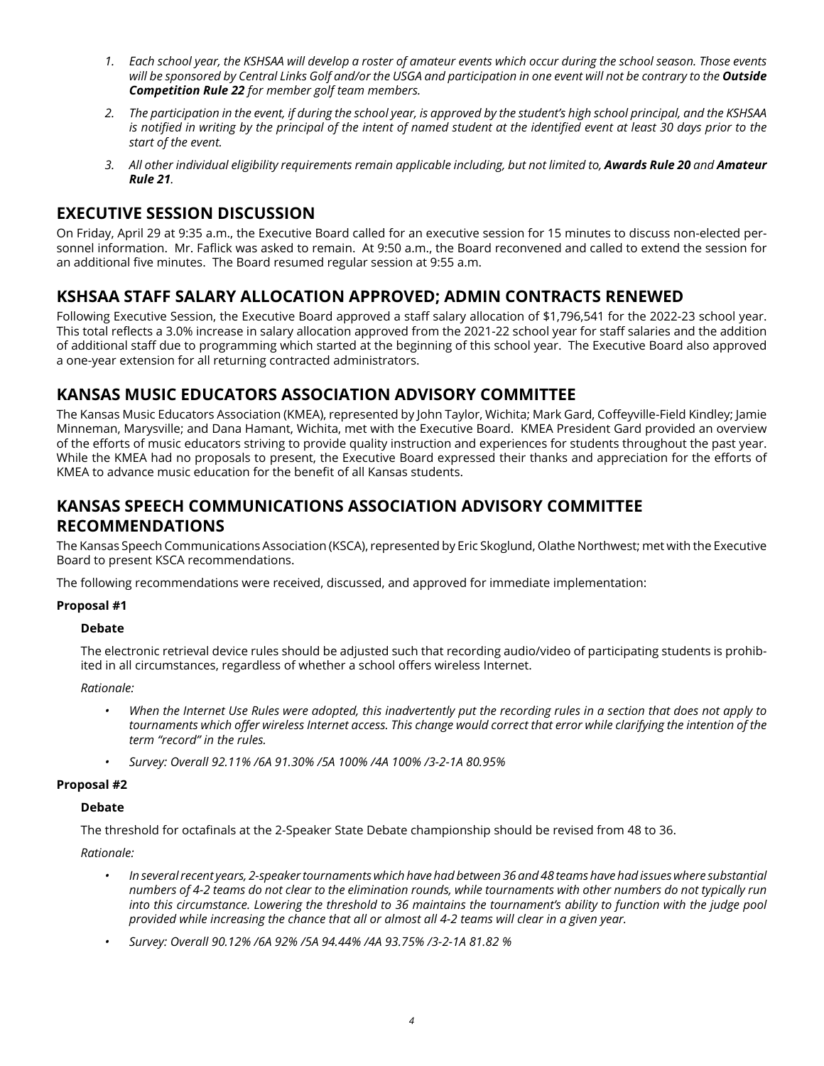1. *Each school year, the KSHSAA will develop a roster of amateur events which occur during the school season. Those events will be sponsored by Central Links Golf and/or the USGA and participation in one event will not be contrary to the **Outside Competition Rule 22** for member golf team members.*

2. *The participation in the event, if during the school year, is approved by the student's high school principal, and the KSHSAA is notified in writing by the principal of the intent of named student at the identified event at least 30 days prior to the start of the event.*

3. *All other individual eligibility requirements remain applicable including, but not limited to, **Awards Rule 20** and **Amateur Rule 21**.*

## EXECUTIVE SESSION DISCUSSION

On Friday, April 29 at 9:35 a.m., the Executive Board called for an executive session for 15 minutes to discuss non-elected personnel information. Mr. Faflick was asked to remain. At 9:50 a.m., the Board reconvened and called to extend the session for an additional five minutes. The Board resumed regular session at 9:55 a.m.

## KSHSAA STAFF SALARY ALLOCATION APPROVED; ADMIN CONTRACTS RENEWED

Following Executive Session, the Executive Board approved a staff salary allocation of $1,796,541 for the 2022-23 school year. This total reflects a 3.0% increase in salary allocation approved from the 2021-22 school year for staff salaries and the addition of additional staff due to programming which started at the beginning of this school year. The Executive Board also approved a one-year extension for all returning contracted administrators.

## KANSAS MUSIC EDUCATORS ASSOCIATION ADVISORY COMMITTEE

The Kansas Music Educators Association (KMEA), represented by John Taylor, Wichita; Mark Gard, Coffeyville-Field Kindley; Jamie Minneman, Marysville; and Dana Hamant, Wichita, met with the Executive Board. KMEA President Gard provided an overview of the efforts of music educators striving to provide quality instruction and experiences for students throughout the past year. While the KMEA had no proposals to present, the Executive Board expressed their thanks and appreciation for the efforts of KMEA to advance music education for the benefit of all Kansas students.

## KANSAS SPEECH COMMUNICATIONS ASSOCIATION ADVISORY COMMITTEE RECOMMENDATIONS

The Kansas Speech Communications Association (KSCA), represented by Eric Skoglund, Olathe Northwest; met with the Executive Board to present KSCA recommendations.

The following recommendations were received, discussed, and approved for immediate implementation:

**Proposal #1**

**Debate**

The electronic retrieval device rules should be adjusted such that recording audio/video of participating students is prohibited in all circumstances, regardless of whether a school offers wireless Internet.

*Rationale:*

- *When the Internet Use Rules were adopted, this inadvertently put the recording rules in a section that does not apply to tournaments which offer wireless Internet access. This change would correct that error while clarifying the intention of the term "record" in the rules.*
- *Survey: Overall 92.11% /6A 91.30% /5A 100% /4A 100% /3-2-1A 80.95%*

**Proposal #2**

**Debate**

The threshold for octafinals at the 2-Speaker State Debate championship should be revised from 48 to 36.

*Rationale:*

- *In several recent years, 2-speaker tournaments which have had between 36 and 48 teams have had issues where substantial numbers of 4-2 teams do not clear to the elimination rounds, while tournaments with other numbers do not typically run into this circumstance. Lowering the threshold to 36 maintains the tournament's ability to function with the judge pool provided while increasing the chance that all or almost all 4-2 teams will clear in a given year.*
- *Survey: Overall 90.12% /6A 92% /5A 94.44% /4A 93.75% /3-2-1A 81.82 %*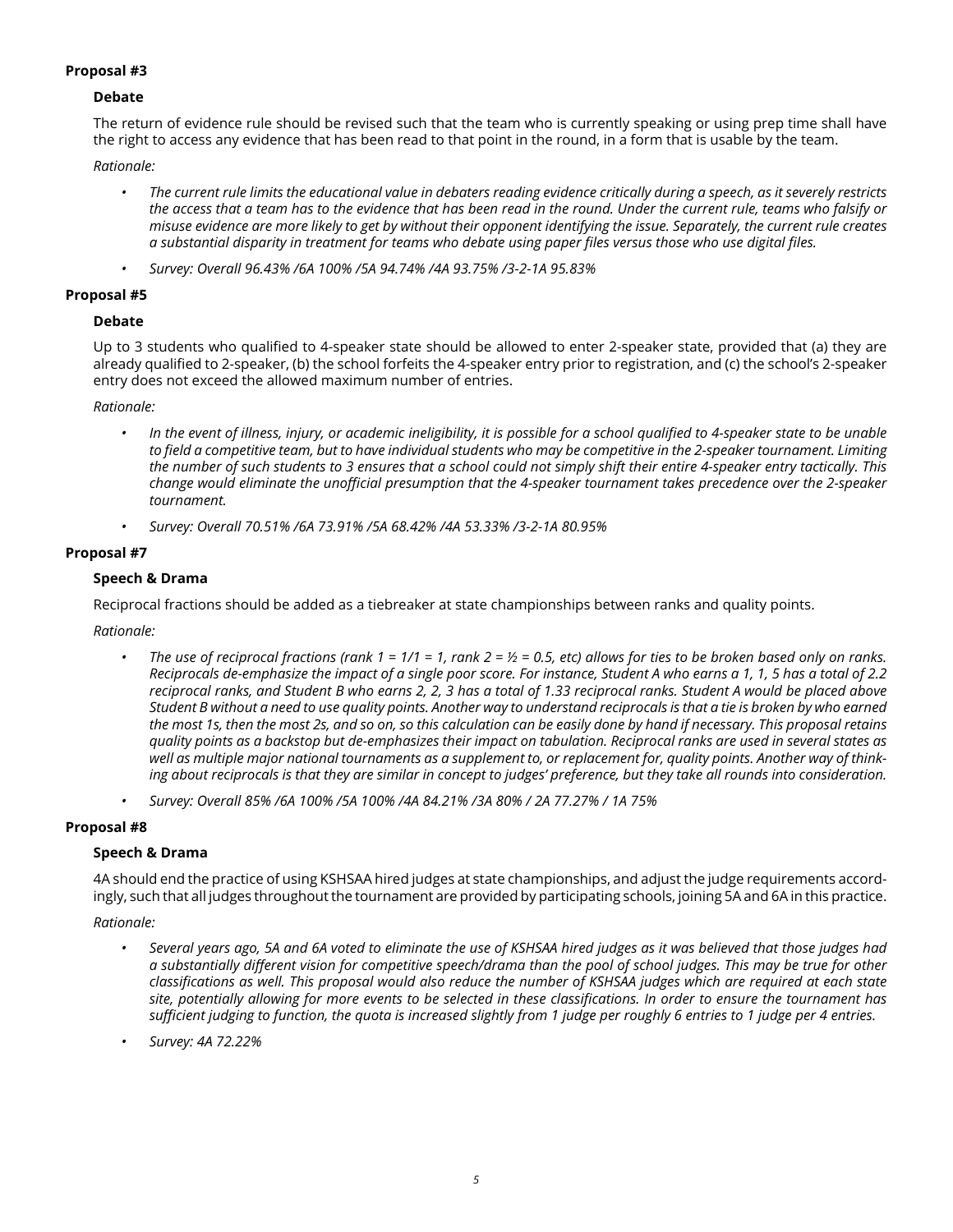**Proposal #3**

**Debate**

The return of evidence rule should be revised such that the team who is currently speaking or using prep time shall have the right to access any evidence that has been read to that point in the round, in a form that is usable by the team.

*Rationale:*

- *The current rule limits the educational value in debaters reading evidence critically during a speech, as it severely restricts the access that a team has to the evidence that has been read in the round. Under the current rule, teams who falsify or misuse evidence are more likely to get by without their opponent identifying the issue. Separately, the current rule creates a substantial disparity in treatment for teams who debate using paper files versus those who use digital files.*
- *Survey: Overall 96.43% /6A 100% /5A 94.74% /4A 93.75% /3-2-1A 95.83%*

**Proposal #5**

**Debate**

Up to 3 students who qualified to 4-speaker state should be allowed to enter 2-speaker state, provided that (a) they are already qualified to 2-speaker, (b) the school forfeits the 4-speaker entry prior to registration, and (c) the school's 2-speaker entry does not exceed the allowed maximum number of entries.

*Rationale:*

- *In the event of illness, injury, or academic ineligibility, it is possible for a school qualified to 4-speaker state to be unable to field a competitive team, but to have individual students who may be competitive in the 2-speaker tournament. Limiting the number of such students to 3 ensures that a school could not simply shift their entire 4-speaker entry tactically. This change would eliminate the unofficial presumption that the 4-speaker tournament takes precedence over the 2-speaker tournament.*
- *Survey: Overall 70.51% /6A 73.91% /5A 68.42% /4A 53.33% /3-2-1A 80.95%*

**Proposal #7**

**Speech & Drama**

Reciprocal fractions should be added as a tiebreaker at state championships between ranks and quality points.

*Rationale:*

- *The use of reciprocal fractions (rank 1 = 1/1 = 1, rank 2 = ½ = 0.5, etc) allows for ties to be broken based only on ranks. Reciprocals de-emphasize the impact of a single poor score. For instance, Student A who earns a 1, 1, 5 has a total of 2.2 reciprocal ranks, and Student B who earns 2, 2, 3 has a total of 1.33 reciprocal ranks. Student A would be placed above Student B without a need to use quality points. Another way to understand reciprocals is that a tie is broken by who earned the most 1s, then the most 2s, and so on, so this calculation can be easily done by hand if necessary. This proposal retains quality points as a backstop but de-emphasizes their impact on tabulation. Reciprocal ranks are used in several states as well as multiple major national tournaments as a supplement to, or replacement for, quality points. Another way of thinking about reciprocals is that they are similar in concept to judges' preference, but they take all rounds into consideration.*
- *Survey: Overall 85% /6A 100% /5A 100% /4A 84.21% /3A 80% / 2A 77.27% / 1A 75%*

**Proposal #8**

**Speech & Drama**

4A should end the practice of using KSHSAA hired judges at state championships, and adjust the judge requirements accordingly, such that all judges throughout the tournament are provided by participating schools, joining 5A and 6A in this practice.

*Rationale:*

- *Several years ago, 5A and 6A voted to eliminate the use of KSHSAA hired judges as it was believed that those judges had a substantially different vision for competitive speech/drama than the pool of school judges. This may be true for other classifications as well. This proposal would also reduce the number of KSHSAA judges which are required at each state site, potentially allowing for more events to be selected in these classifications. In order to ensure the tournament has sufficient judging to function, the quota is increased slightly from 1 judge per roughly 6 entries to 1 judge per 4 entries.*
- *Survey: 4A 72.22%*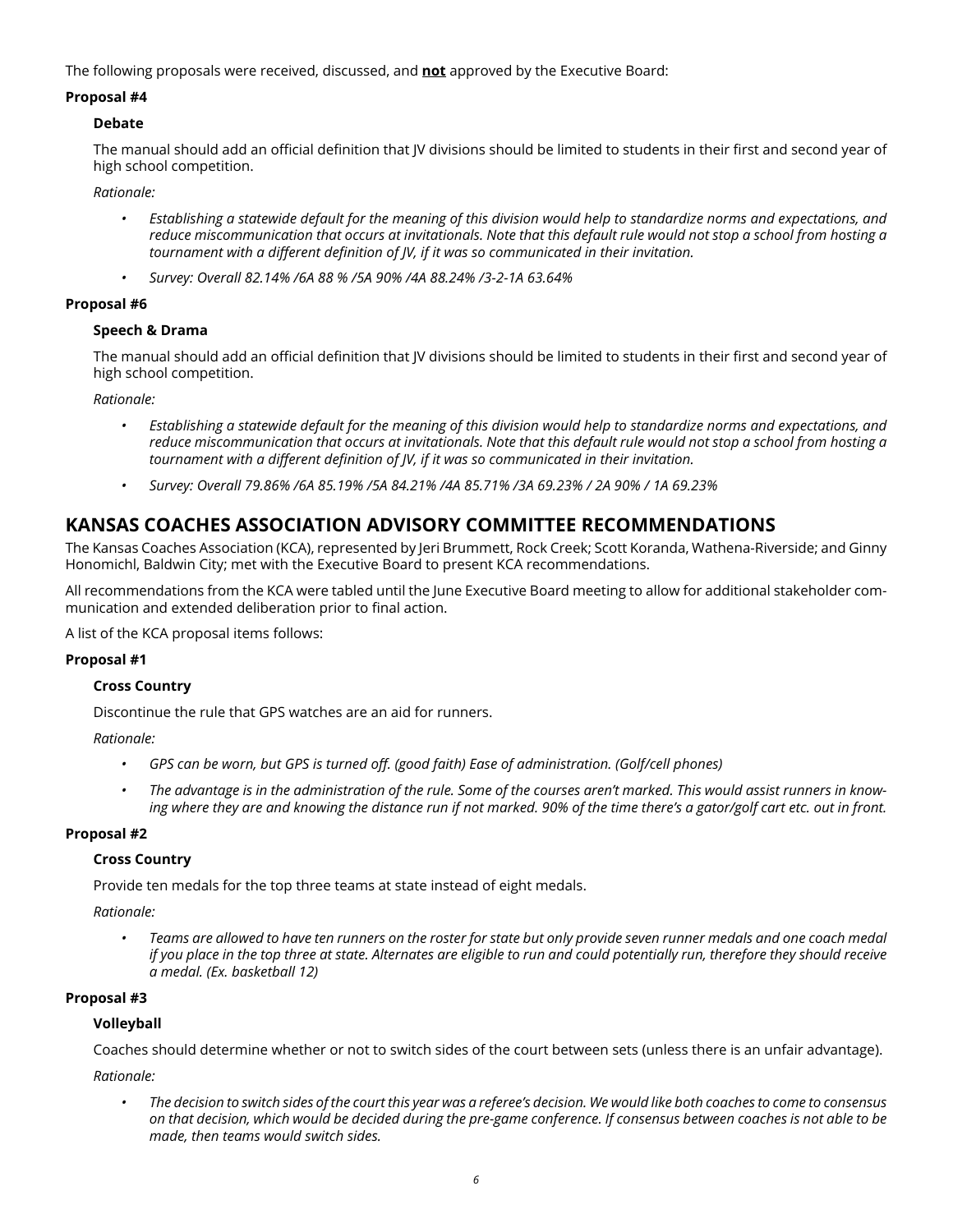The following proposals were received, discussed, and **not** approved by the Executive Board:

**Proposal #4**

**Debate**

The manual should add an official definition that JV divisions should be limited to students in their first and second year of high school competition.

*Rationale:*

- *Establishing a statewide default for the meaning of this division would help to standardize norms and expectations, and reduce miscommunication that occurs at invitationals. Note that this default rule would not stop a school from hosting a tournament with a different definition of JV, if it was so communicated in their invitation.*
- *Survey: Overall 82.14% /6A 88 % /5A 90% /4A 88.24% /3-2-1A 63.64%*

**Proposal #6**

**Speech & Drama**

The manual should add an official definition that JV divisions should be limited to students in their first and second year of high school competition.

*Rationale:*

- *Establishing a statewide default for the meaning of this division would help to standardize norms and expectations, and reduce miscommunication that occurs at invitationals. Note that this default rule would not stop a school from hosting a tournament with a different definition of JV, if it was so communicated in their invitation.*
- *Survey: Overall 79.86% /6A 85.19% /5A 84.21% /4A 85.71% /3A 69.23% / 2A 90% / 1A 69.23%*

## KANSAS COACHES ASSOCIATION ADVISORY COMMITTEE RECOMMENDATIONS

The Kansas Coaches Association (KCA), represented by Jeri Brummett, Rock Creek; Scott Koranda, Wathena-Riverside; and Ginny Honomichl, Baldwin City; met with the Executive Board to present KCA recommendations.

All recommendations from the KCA were tabled until the June Executive Board meeting to allow for additional stakeholder communication and extended deliberation prior to final action.

A list of the KCA proposal items follows:

**Proposal #1**

**Cross Country**

Discontinue the rule that GPS watches are an aid for runners.

*Rationale:*

- *GPS can be worn, but GPS is turned off. (good faith) Ease of administration. (Golf/cell phones)*
- *The advantage is in the administration of the rule. Some of the courses aren't marked. This would assist runners in knowing where they are and knowing the distance run if not marked. 90% of the time there's a gator/golf cart etc. out in front.*

**Proposal #2**

**Cross Country**

Provide ten medals for the top three teams at state instead of eight medals.

*Rationale:*

- *Teams are allowed to have ten runners on the roster for state but only provide seven runner medals and one coach medal if you place in the top three at state. Alternates are eligible to run and could potentially run, therefore they should receive a medal. (Ex. basketball 12)*

**Proposal #3**

**Volleyball**

Coaches should determine whether or not to switch sides of the court between sets (unless there is an unfair advantage).

*Rationale:*

- *The decision to switch sides of the court this year was a referee's decision. We would like both coaches to come to consensus on that decision, which would be decided during the pre-game conference. If consensus between coaches is not able to be made, then teams would switch sides.*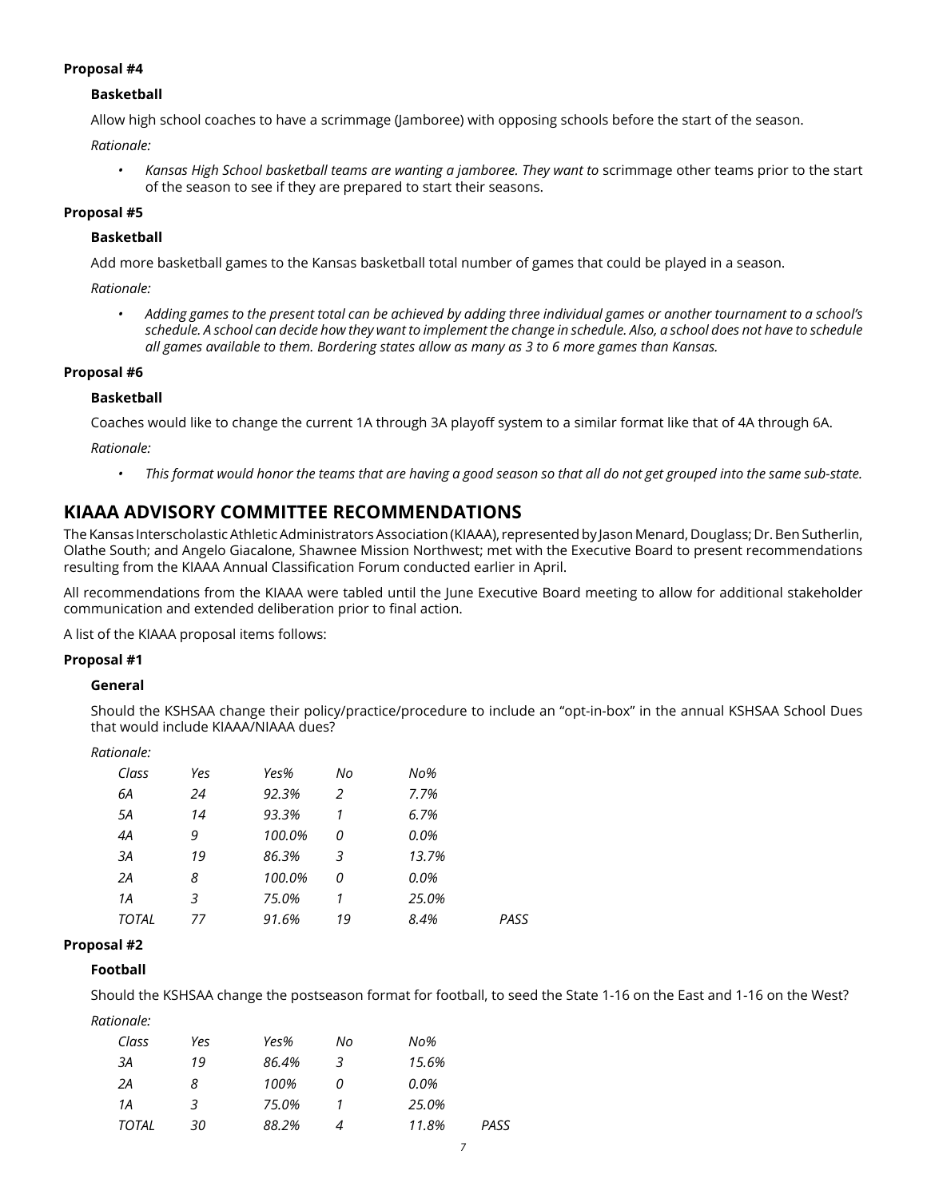**Proposal #4**

**Basketball**

Allow high school coaches to have a scrimmage (Jamboree) with opposing schools before the start of the season.

*Rationale:*

- *Kansas High School basketball teams are wanting a jamboree. They want to* scrimmage other teams prior to the start of the season to see if they are prepared to start their seasons.

**Proposal #5**

**Basketball**

Add more basketball games to the Kansas basketball total number of games that could be played in a season.

*Rationale:*

- *Adding games to the present total can be achieved by adding three individual games or another tournament to a school's schedule. A school can decide how they want to implement the change in schedule. Also, a school does not have to schedule all games available to them. Bordering states allow as many as 3 to 6 more games than Kansas.*

**Proposal #6**

**Basketball**

Coaches would like to change the current 1A through 3A playoff system to a similar format like that of 4A through 6A.

*Rationale:*

- *This format would honor the teams that are having a good season so that all do not get grouped into the same sub-state.*

## KIAAA ADVISORY COMMITTEE RECOMMENDATIONS

The Kansas Interscholastic Athletic Administrators Association (KIAAA), represented by Jason Menard, Douglass; Dr. Ben Sutherlin, Olathe South; and Angelo Giacalone, Shawnee Mission Northwest; met with the Executive Board to present recommendations resulting from the KIAAA Annual Classification Forum conducted earlier in April.

All recommendations from the KIAAA were tabled until the June Executive Board meeting to allow for additional stakeholder communication and extended deliberation prior to final action.

A list of the KIAAA proposal items follows:

**Proposal #1**

**General**

Should the KSHSAA change their policy/practice/procedure to include an "opt-in-box" in the annual KSHSAA School Dues that would include KIAAA/NIAAA dues?

*Rationale:*

| *Class* | *Yes* | *Yes%* | *No* | *No%* | |
|---|---|---|---|---|---|
| *6A* | *24* | *92.3%* | *2* | *7.7%* | |
| *5A* | *14* | *93.3%* | *1* | *6.7%* | |
| *4A* | *9* | *100.0%* | *0* | *0.0%* | |
| *3A* | *19* | *86.3%* | *3* | *13.7%* | |
| *2A* | *8* | *100.0%* | *0* | *0.0%* | |
| *1A* | *3* | *75.0%* | *1* | *25.0%* | |
| *TOTAL* | *77* | *91.6%* | *19* | *8.4%* | *PASS* |

**Proposal #2**

**Football**

Should the KSHSAA change the postseason format for football, to seed the State 1-16 on the East and 1-16 on the West?

*Rationale:*

| *Class* | *Yes* | *Yes%* | *No* | *No%* | |
|---|---|---|---|---|---|
| *3A* | *19* | *86.4%* | *3* | *15.6%* | |
| *2A* | *8* | *100%* | *0* | *0.0%* | |
| *1A* | *3* | *75.0%* | *1* | *25.0%* | |
| *TOTAL* | *30* | *88.2%* | *4* | *11.8%* | *PASS* |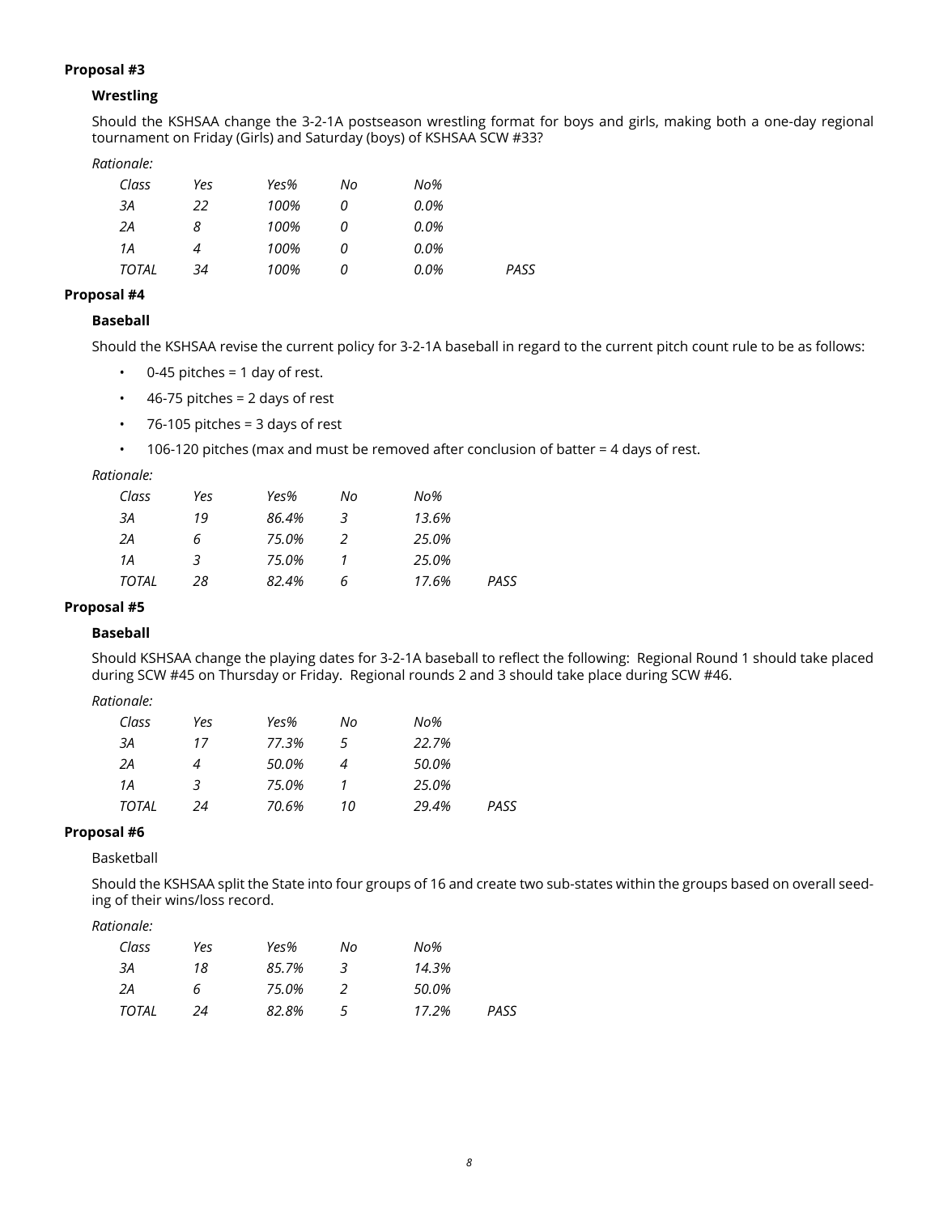**Proposal #3**

**Wrestling**

Should the KSHSAA change the 3-2-1A postseason wrestling format for boys and girls, making both a one-day regional tournament on Friday (Girls) and Saturday (boys) of KSHSAA SCW #33?

*Rationale:*

| *Class* | *Yes* | *Yes%* | *No* | *No%* | |
|---|---|---|---|---|---|
| *3A* | *22* | *100%* | *0* | *0.0%* | |
| *2A* | *8* | *100%* | *0* | *0.0%* | |
| *1A* | *4* | *100%* | *0* | *0.0%* | |
| *TOTAL* | *34* | *100%* | *0* | *0.0%* | *PASS* |

**Proposal #4**

**Baseball**

Should the KSHSAA revise the current policy for 3-2-1A baseball in regard to the current pitch count rule to be as follows:

- 0-45 pitches = 1 day of rest.
- 46-75 pitches = 2 days of rest
- 76-105 pitches = 3 days of rest
- 106-120 pitches (max and must be removed after conclusion of batter = 4 days of rest.

*Rationale:*

| *Class* | *Yes* | *Yes%* | *No* | *No%* | |
|---|---|---|---|---|---|
| *3A* | *19* | *86.4%* | *3* | *13.6%* | |
| *2A* | *6* | *75.0%* | *2* | *25.0%* | |
| *1A* | *3* | *75.0%* | *1* | *25.0%* | |
| *TOTAL* | *28* | *82.4%* | *6* | *17.6%* | *PASS* |

**Proposal #5**

**Baseball**

Should KSHSAA change the playing dates for 3-2-1A baseball to reflect the following: Regional Round 1 should take placed during SCW #45 on Thursday or Friday. Regional rounds 2 and 3 should take place during SCW #46.

*Rationale:*

| *Class* | *Yes* | *Yes%* | *No* | *No%* | |
|---|---|---|---|---|---|
| *3A* | *17* | *77.3%* | *5* | *22.7%* | |
| *2A* | *4* | *50.0%* | *4* | *50.0%* | |
| *1A* | *3* | *75.0%* | *1* | *25.0%* | |
| *TOTAL* | *24* | *70.6%* | *10* | *29.4%* | *PASS* |

**Proposal #6**

Basketball

Should the KSHSAA split the State into four groups of 16 and create two sub-states within the groups based on overall seeding of their wins/loss record.

*Rationale:*

| *Class* | *Yes* | *Yes%* | *No* | *No%* | |
|---|---|---|---|---|---|
| *3A* | *18* | *85.7%* | *3* | *14.3%* | |
| *2A* | *6* | *75.0%* | *2* | *50.0%* | |
| *TOTAL* | *24* | *82.8%* | *5* | *17.2%* | *PASS* |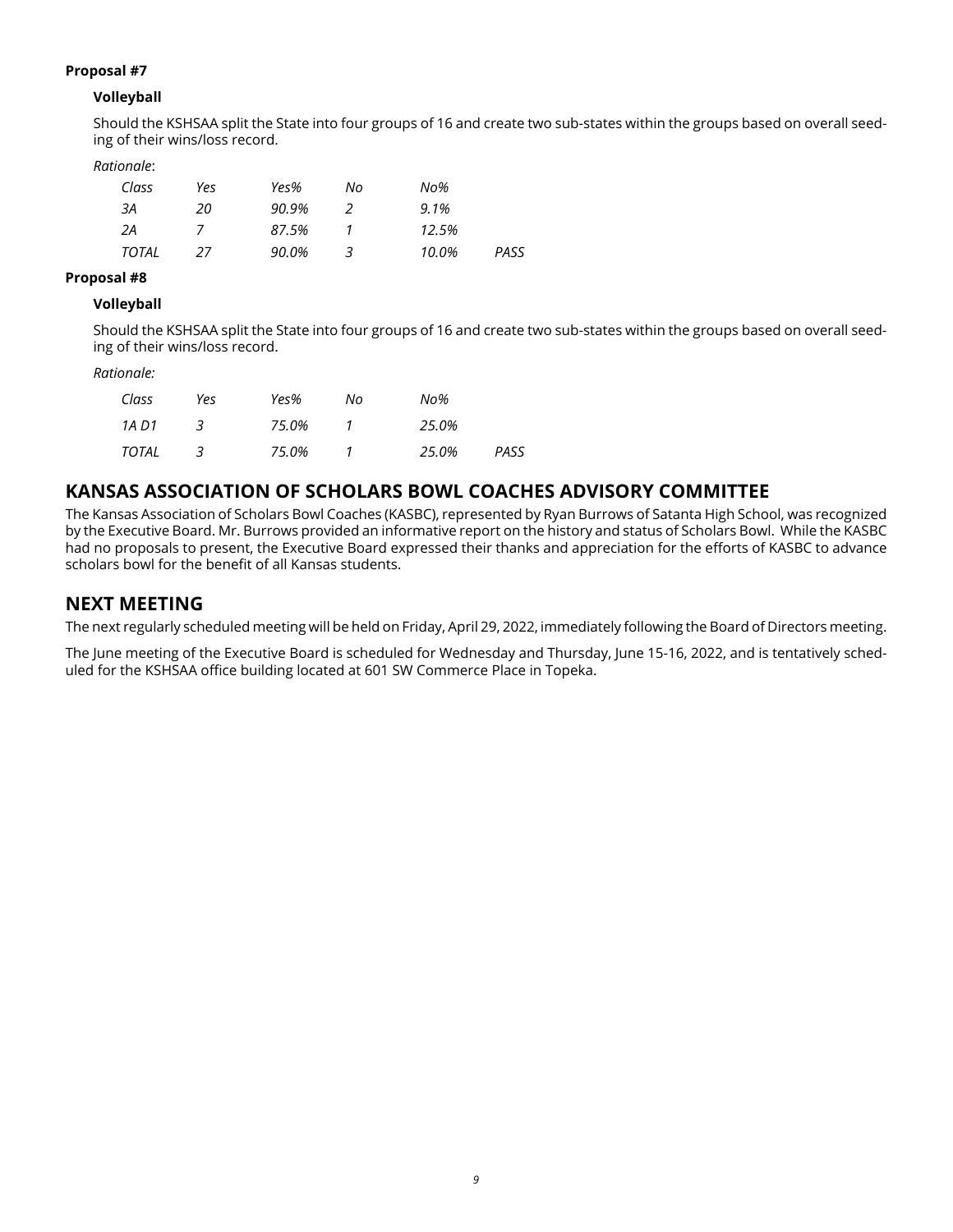**Proposal #7**

**Volleyball**

Should the KSHSAA split the State into four groups of 16 and create two sub-states within the groups based on overall seeding of their wins/loss record.

*Rationale*:

| *Class* | *Yes* | *Yes%* | *No* | *No%* | |
|---|---|---|---|---|---|
| *3A* | *20* | *90.9%* | *2* | *9.1%* | |
| *2A* | *7* | *87.5%* | *1* | *12.5%* | |
| *TOTAL* | *27* | *90.0%* | *3* | *10.0%* | *PASS* |

**Proposal #8**

**Volleyball**

Should the KSHSAA split the State into four groups of 16 and create two sub-states within the groups based on overall seeding of their wins/loss record.

*Rationale:*

| *Class* | *Yes* | *Yes%* | *No* | *No%* | |
|---|---|---|---|---|---|
| *1A D1* | *3* | *75.0%* | *1* | *25.0%* | |
| *TOTAL* | *3* | *75.0%* | *1* | *25.0%* | *PASS* |

## KANSAS ASSOCIATION OF SCHOLARS BOWL COACHES ADVISORY COMMITTEE

The Kansas Association of Scholars Bowl Coaches (KASBC), represented by Ryan Burrows of Satanta High School, was recognized by the Executive Board. Mr. Burrows provided an informative report on the history and status of Scholars Bowl. While the KASBC had no proposals to present, the Executive Board expressed their thanks and appreciation for the efforts of KASBC to advance scholars bowl for the benefit of all Kansas students.

## NEXT MEETING

The next regularly scheduled meeting will be held on Friday, April 29, 2022, immediately following the Board of Directors meeting.

The June meeting of the Executive Board is scheduled for Wednesday and Thursday, June 15-16, 2022, and is tentatively scheduled for the KSHSAA office building located at 601 SW Commerce Place in Topeka.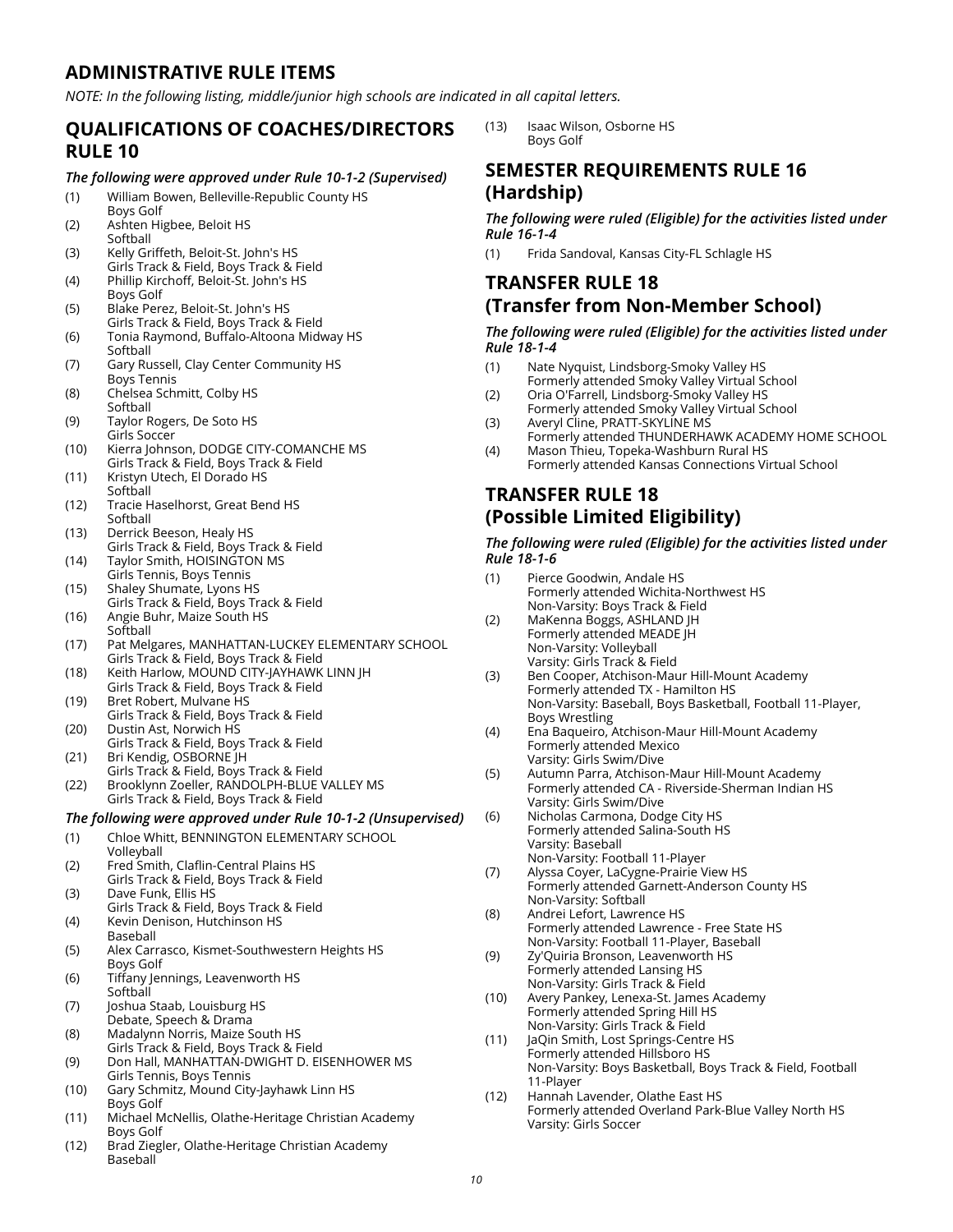# ADMINISTRATIVE RULE ITEMS

*NOTE: In the following listing, middle/junior high schools are indicated in all capital letters.*

## QUALIFICATIONS OF COACHES/DIRECTORS RULE 10

***The following were approved under Rule 10-1-2 (Supervised)***

(1) William Bowen, Belleville-Republic County HS
Boys Golf
(2) Ashten Higbee, Beloit HS
Softball
(3) Kelly Griffeth, Beloit-St. John's HS
Girls Track & Field, Boys Track & Field
(4) Phillip Kirchoff, Beloit-St. John's HS
Boys Golf
(5) Blake Perez, Beloit-St. John's HS
Girls Track & Field, Boys Track & Field
(6) Tonia Raymond, Buffalo-Altoona Midway HS
Softball
(7) Gary Russell, Clay Center Community HS
Boys Tennis
(8) Chelsea Schmitt, Colby HS
Softball
(9) Taylor Rogers, De Soto HS
Girls Soccer
(10) Kierra Johnson, DODGE CITY-COMANCHE MS
Girls Track & Field, Boys Track & Field
(11) Kristyn Utech, El Dorado HS
Softball
(12) Tracie Haselhorst, Great Bend HS
Softball
(13) Derrick Beeson, Healy HS
Girls Track & Field, Boys Track & Field
(14) Taylor Smith, HOISINGTON MS
Girls Tennis, Boys Tennis
(15) Shaley Shumate, Lyons HS
Girls Track & Field, Boys Track & Field
(16) Angie Buhr, Maize South HS
Softball
(17) Pat Melgares, MANHATTAN-LUCKEY ELEMENTARY SCHOOL
Girls Track & Field, Boys Track & Field
(18) Keith Harlow, MOUND CITY-JAYHAWK LINN JH
Girls Track & Field, Boys Track & Field
(19) Bret Robert, Mulvane HS
Girls Track & Field, Boys Track & Field
(20) Dustin Ast, Norwich HS
Girls Track & Field, Boys Track & Field
(21) Bri Kendig, OSBORNE JH
Girls Track & Field, Boys Track & Field
(22) Brooklynn Zoeller, RANDOLPH-BLUE VALLEY MS
Girls Track & Field, Boys Track & Field

***The following were approved under Rule 10-1-2 (Unsupervised)***

(1) Chloe Whitt, BENNINGTON ELEMENTARY SCHOOL
Volleyball
(2) Fred Smith, Claflin-Central Plains HS
Girls Track & Field, Boys Track & Field
(3) Dave Funk, Ellis HS
Girls Track & Field, Boys Track & Field
(4) Kevin Denison, Hutchinson HS
Baseball
(5) Alex Carrasco, Kismet-Southwestern Heights HS
Boys Golf
(6) Tiffany Jennings, Leavenworth HS
Softball
(7) Joshua Staab, Louisburg HS
Debate, Speech & Drama
(8) Madalynn Norris, Maize South HS
Girls Track & Field, Boys Track & Field
(9) Don Hall, MANHATTAN-DWIGHT D. EISENHOWER MS
Girls Tennis, Boys Tennis
(10) Gary Schmitz, Mound City-Jayhawk Linn HS
Boys Golf
(11) Michael McNellis, Olathe-Heritage Christian Academy
Boys Golf
(12) Brad Ziegler, Olathe-Heritage Christian Academy
Baseball
(13) Isaac Wilson, Osborne HS
Boys Golf

## SEMESTER REQUIREMENTS RULE 16 (Hardship)

***The following were ruled (Eligible) for the activities listed under Rule 16-1-4***

(1) Frida Sandoval, Kansas City-FL Schlagle HS

## TRANSFER RULE 18 (Transfer from Non-Member School)

***The following were ruled (Eligible) for the activities listed under Rule 18-1-4***

(1) Nate Nyquist, Lindsborg-Smoky Valley HS
Formerly attended Smoky Valley Virtual School
(2) Oria O'Farrell, Lindsborg-Smoky Valley HS
Formerly attended Smoky Valley Virtual School
(3) Averyl Cline, PRATT-SKYLINE MS
Formerly attended THUNDERHAWK ACADEMY HOME SCHOOL
(4) Mason Thieu, Topeka-Washburn Rural HS
Formerly attended Kansas Connections Virtual School

## TRANSFER RULE 18 (Possible Limited Eligibility)

***The following were ruled (Eligible) for the activities listed under Rule 18-1-6***

(1) Pierce Goodwin, Andale HS
Formerly attended Wichita-Northwest HS
Non-Varsity: Boys Track & Field
(2) MaKenna Boggs, ASHLAND JH
Formerly attended MEADE JH
Non-Varsity: Volleyball
Varsity: Girls Track & Field
(3) Ben Cooper, Atchison-Maur Hill-Mount Academy
Formerly attended TX - Hamilton HS
Non-Varsity: Baseball, Boys Basketball, Football 11-Player, Boys Wrestling
(4) Ena Baqueiro, Atchison-Maur Hill-Mount Academy
Formerly attended Mexico
Varsity: Girls Swim/Dive
(5) Autumn Parra, Atchison-Maur Hill-Mount Academy
Formerly attended CA - Riverside-Sherman Indian HS
Varsity: Girls Swim/Dive
(6) Nicholas Carmona, Dodge City HS
Formerly attended Salina-South HS
Varsity: Baseball
Non-Varsity: Football 11-Player
(7) Alyssa Coyer, LaCygne-Prairie View HS
Formerly attended Garnett-Anderson County HS
Non-Varsity: Softball
(8) Andrei Lefort, Lawrence HS
Formerly attended Lawrence - Free State HS
Non-Varsity: Football 11-Player, Baseball
(9) Zy'Quiria Bronson, Leavenworth HS
Formerly attended Lansing HS
Non-Varsity: Girls Track & Field
(10) Avery Pankey, Lenexa-St. James Academy
Formerly attended Spring Hill HS
Non-Varsity: Girls Track & Field
(11) JaQin Smith, Lost Springs-Centre HS
Formerly attended Hillsboro HS
Non-Varsity: Boys Basketball, Boys Track & Field, Football 11-Player
(12) Hannah Lavender, Olathe East HS
Formerly attended Overland Park-Blue Valley North HS
Varsity: Girls Soccer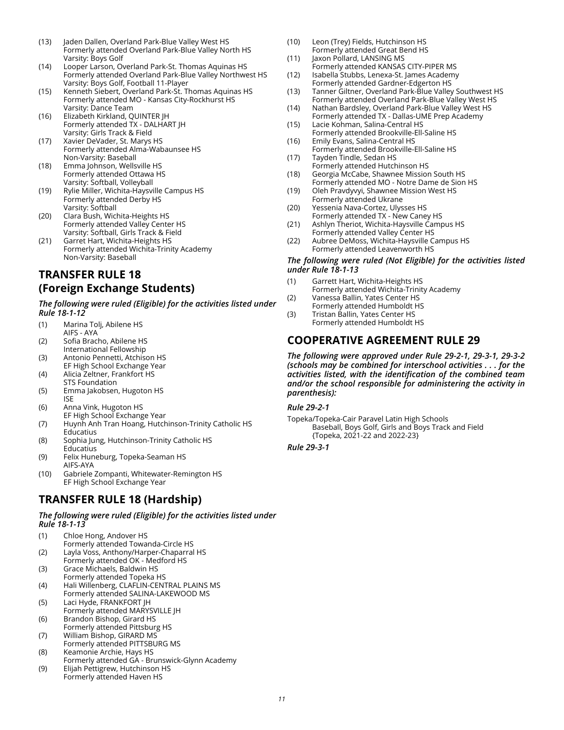(13) Jaden Dallen, Overland Park-Blue Valley West HS
Formerly attended Overland Park-Blue Valley North HS
Varsity: Boys Golf

(14) Looper Larson, Overland Park-St. Thomas Aquinas HS
Formerly attended Overland Park-Blue Valley Northwest HS
Varsity: Boys Golf, Football 11-Player

(15) Kenneth Siebert, Overland Park-St. Thomas Aquinas HS
Formerly attended MO - Kansas City-Rockhurst HS
Varsity: Dance Team

(16) Elizabeth Kirkland, QUINTER JH
Formerly attended TX - DALHART JH
Varsity: Girls Track & Field

(17) Xavier DeVader, St. Marys HS
Formerly attended Alma-Wabaunsee HS
Non-Varsity: Baseball

(18) Emma Johnson, Wellsville HS
Formerly attended Ottawa HS
Varsity: Softball, Volleyball

(19) Rylie Miller, Wichita-Haysville Campus HS
Formerly attended Derby HS
Varsity: Softball

(20) Clara Bush, Wichita-Heights HS
Formerly attended Valley Center HS
Varsity: Softball, Girls Track & Field

(21) Garret Hart, Wichita-Heights HS
Formerly attended Wichita-Trinity Academy
Non-Varsity: Baseball

## TRANSFER RULE 18 (Foreign Exchange Students)

***The following were ruled (Eligible) for the activities listed under Rule 18-1-12***

(1) Marina Tolj, Abilene HS
AIFS - AYA

(2) Sofia Bracho, Abilene HS
International Fellowship

(3) Antonio Pennetti, Atchison HS
EF High School Exchange Year

(4) Alicia Zeltner, Frankfort HS
STS Foundation

(5) Emma Jakobsen, Hugoton HS
ISE

(6) Anna Vink, Hugoton HS
EF High School Exchange Year

(7) Huynh Anh Tran Hoang, Hutchinson-Trinity Catholic HS
Educatius

(8) Sophia Jung, Hutchinson-Trinity Catholic HS
Educatius

(9) Felix Huneburg, Topeka-Seaman HS
AIFS-AYA

(10) Gabriele Zompanti, Whitewater-Remington HS
EF High School Exchange Year

## TRANSFER RULE 18 (Hardship)

***The following were ruled (Eligible) for the activities listed under Rule 18-1-13***

(1) Chloe Hong, Andover HS
Formerly attended Towanda-Circle HS

(2) Layla Voss, Anthony/Harper-Chaparral HS
Formerly attended OK - Medford HS

(3) Grace Michaels, Baldwin HS
Formerly attended Topeka HS

(4) Hali Willenberg, CLAFLIN-CENTRAL PLAINS MS
Formerly attended SALINA-LAKEWOOD MS

(5) Laci Hyde, FRANKFORT JH
Formerly attended MARYSVILLE JH

(6) Brandon Bishop, Girard HS
Formerly attended Pittsburg HS

(7) William Bishop, GIRARD MS
Formerly attended PITTSBURG MS

(8) Keamonie Archie, Hays HS
Formerly attended GA - Brunswick-Glynn Academy

(9) Elijah Pettigrew, Hutchinson HS
Formerly attended Haven HS

(10) Leon (Trey) Fields, Hutchinson HS
Formerly attended Great Bend HS

(11) Jaxon Pollard, LANSING MS
Formerly attended KANSAS CITY-PIPER MS

(12) Isabella Stubbs, Lenexa-St. James Academy
Formerly attended Gardner-Edgerton HS

(13) Tanner Giltner, Overland Park-Blue Valley Southwest HS
Formerly attended Overland Park-Blue Valley West HS

(14) Nathan Bardsley, Overland Park-Blue Valley West HS
Formerly attended TX - Dallas-UME Prep Academy

(15) Lacie Kohman, Salina-Central HS
Formerly attended Brookville-Ell-Saline HS

(16) Emily Evans, Salina-Central HS
Formerly attended Brookville-Ell-Saline HS

(17) Tayden Tindle, Sedan HS
Formerly attended Hutchinson HS

(18) Georgia McCabe, Shawnee Mission South HS
Formerly attended MO - Notre Dame de Sion HS

(19) Oleh Pravdyvyi, Shawnee Mission West HS
Formerly attended Ukrane

(20) Yessenia Nava-Cortez, Ulysses HS
Formerly attended TX - New Caney HS

(21) Ashlyn Theriot, Wichita-Haysville Campus HS
Formerly attended Valley Center HS

(22) Aubree DeMoss, Wichita-Haysville Campus HS
Formerly attended Leavenworth HS

***The following were ruled (Not Eligible) for the activities listed under Rule 18-1-13***

(1) Garrett Hart, Wichita-Heights HS
Formerly attended Wichita-Trinity Academy

(2) Vanessa Ballin, Yates Center HS
Formerly attended Humboldt HS

(3) Tristan Ballin, Yates Center HS
Formerly attended Humboldt HS

## COOPERATIVE AGREEMENT RULE 29

***The following were approved under Rule 29-2-1, 29-3-1, 29-3-2 (schools may be combined for interschool activities . . . for the activities listed, with the identification of the combined team and/or the school responsible for administering the activity in parenthesis):***

***Rule 29-2-1***

Topeka/Topeka-Cair Paravel Latin High Schools
Baseball, Boys Golf, Girls and Boys Track and Field
{Topeka, 2021-22 and 2022-23}

***Rule 29-3-1***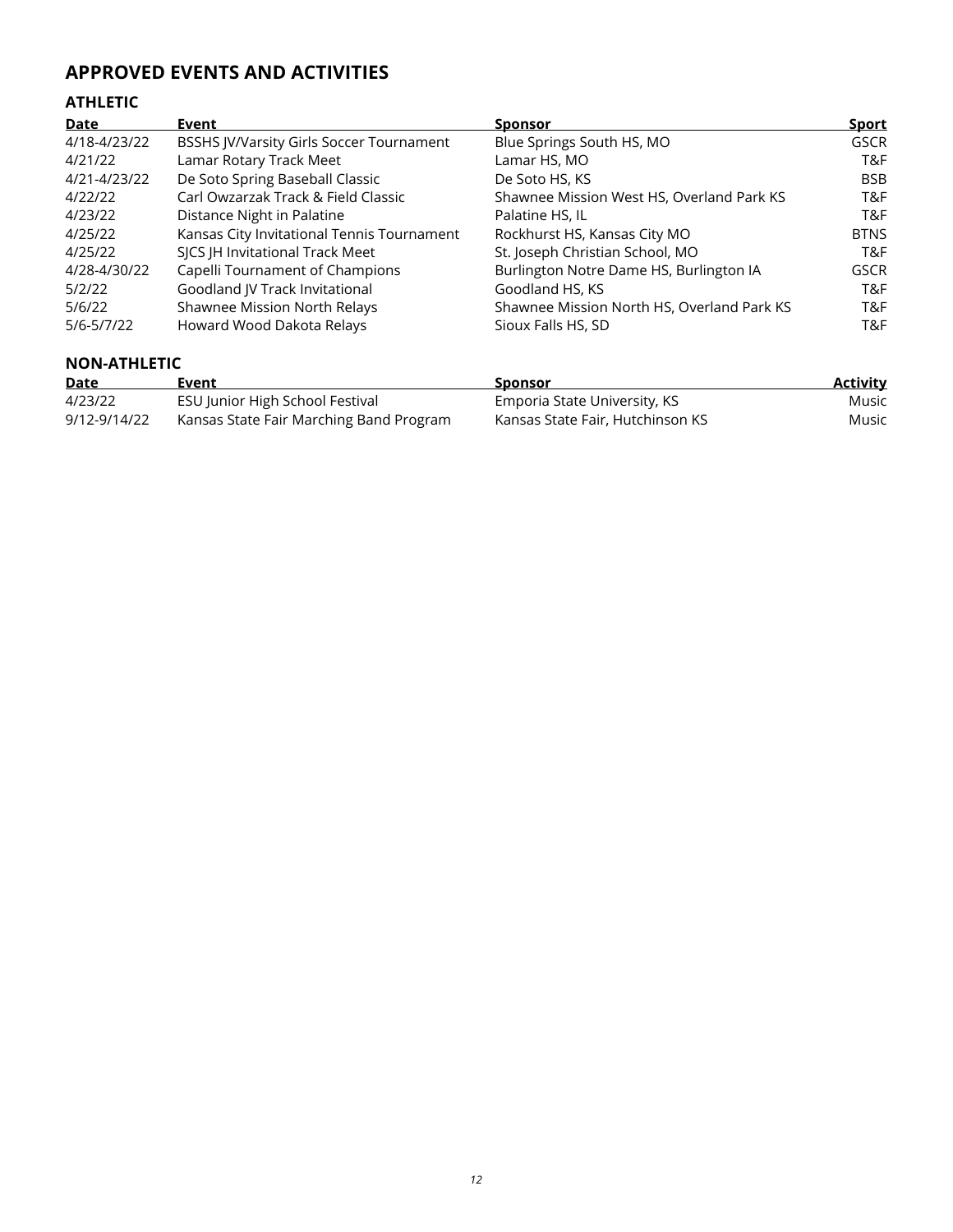## APPROVED EVENTS AND ACTIVITIES

### ATHLETIC

| Date | Event | Sponsor | Sport |
|---|---|---|---|
| 4/18-4/23/22 | BSSHS JV/Varsity Girls Soccer Tournament | Blue Springs South HS, MO | GSCR |
| 4/21/22 | Lamar Rotary Track Meet | Lamar HS, MO | T&F |
| 4/21-4/23/22 | De Soto Spring Baseball Classic | De Soto HS, KS | BSB |
| 4/22/22 | Carl Owzarzak Track & Field Classic | Shawnee Mission West HS, Overland Park KS | T&F |
| 4/23/22 | Distance Night in Palatine | Palatine HS, IL | T&F |
| 4/25/22 | Kansas City Invitational Tennis Tournament | Rockhurst HS, Kansas City MO | BTNS |
| 4/25/22 | SJCS JH Invitational Track Meet | St. Joseph Christian School, MO | T&F |
| 4/28-4/30/22 | Capelli Tournament of Champions | Burlington Notre Dame HS, Burlington IA | GSCR |
| 5/2/22 | Goodland JV Track Invitational | Goodland HS, KS | T&F |
| 5/6/22 | Shawnee Mission North Relays | Shawnee Mission North HS, Overland Park KS | T&F |
| 5/6-5/7/22 | Howard Wood Dakota Relays | Sioux Falls HS, SD | T&F |

### NON-ATHLETIC

| Date | Event | Sponsor | Activity |
|---|---|---|---|
| 4/23/22 | ESU Junior High School Festival | Emporia State University, KS | Music |
| 9/12-9/14/22 | Kansas State Fair Marching Band Program | Kansas State Fair, Hutchinson KS | Music |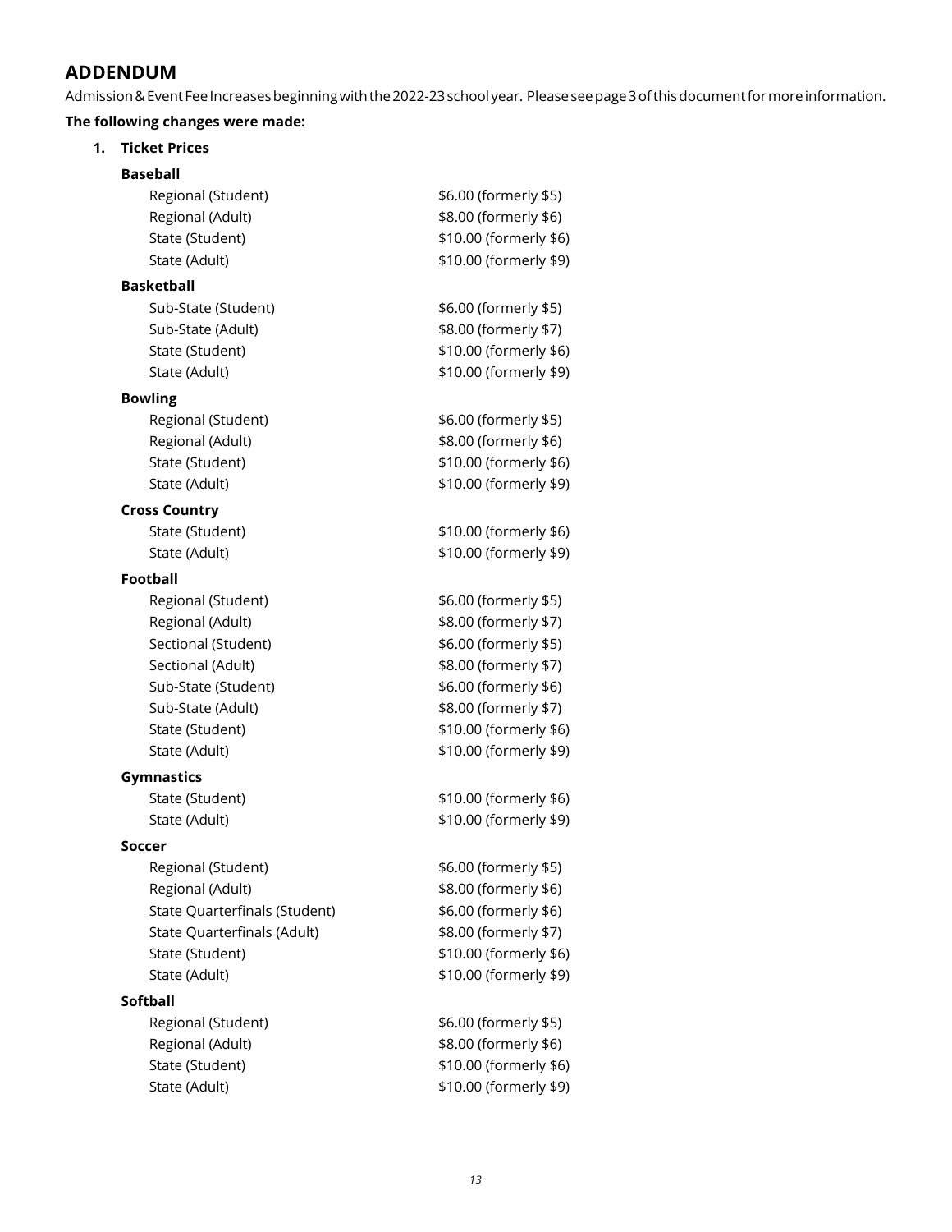## ADDENDUM

Admission & Event Fee Increases beginning with the 2022-23 school year. Please see page 3 of this document for more information.

**The following changes were made:**

1. **Ticket Prices**

   **Baseball**

   | | |
   |---|---|
   | Regional (Student) | $6.00 (formerly $5) |
   | Regional (Adult) | $8.00 (formerly $6) |
   | State (Student) | $10.00 (formerly $6) |
   | State (Adult) | $10.00 (formerly $9) |

   **Basketball**

   | | |
   |---|---|
   | Sub-State (Student) | $6.00 (formerly $5) |
   | Sub-State (Adult) | $8.00 (formerly $7) |
   | State (Student) | $10.00 (formerly $6) |
   | State (Adult) | $10.00 (formerly $9) |

   **Bowling**

   | | |
   |---|---|
   | Regional (Student) | $6.00 (formerly $5) |
   | Regional (Adult) | $8.00 (formerly $6) |
   | State (Student) | $10.00 (formerly $6) |
   | State (Adult) | $10.00 (formerly $9) |

   **Cross Country**

   | | |
   |---|---|
   | State (Student) | $10.00 (formerly $6) |
   | State (Adult) | $10.00 (formerly $9) |

   **Football**

   | | |
   |---|---|
   | Regional (Student) | $6.00 (formerly $5) |
   | Regional (Adult) | $8.00 (formerly $7) |
   | Sectional (Student) | $6.00 (formerly $5) |
   | Sectional (Adult) | $8.00 (formerly $7) |
   | Sub-State (Student) | $6.00 (formerly $6) |
   | Sub-State (Adult) | $8.00 (formerly $7) |
   | State (Student) | $10.00 (formerly $6) |
   | State (Adult) | $10.00 (formerly $9) |

   **Gymnastics**

   | | |
   |---|---|
   | State (Student) | $10.00 (formerly $6) |
   | State (Adult) | $10.00 (formerly $9) |

   **Soccer**

   | | |
   |---|---|
   | Regional (Student) | $6.00 (formerly $5) |
   | Regional (Adult) | $8.00 (formerly $6) |
   | State Quarterfinals (Student) | $6.00 (formerly $6) |
   | State Quarterfinals (Adult) | $8.00 (formerly $7) |
   | State (Student) | $10.00 (formerly $6) |
   | State (Adult) | $10.00 (formerly $9) |

   **Softball**

   | | |
   |---|---|
   | Regional (Student) | $6.00 (formerly $5) |
   | Regional (Adult) | $8.00 (formerly $6) |
   | State (Student) | $10.00 (formerly $6) |
   | State (Adult) | $10.00 (formerly $9) |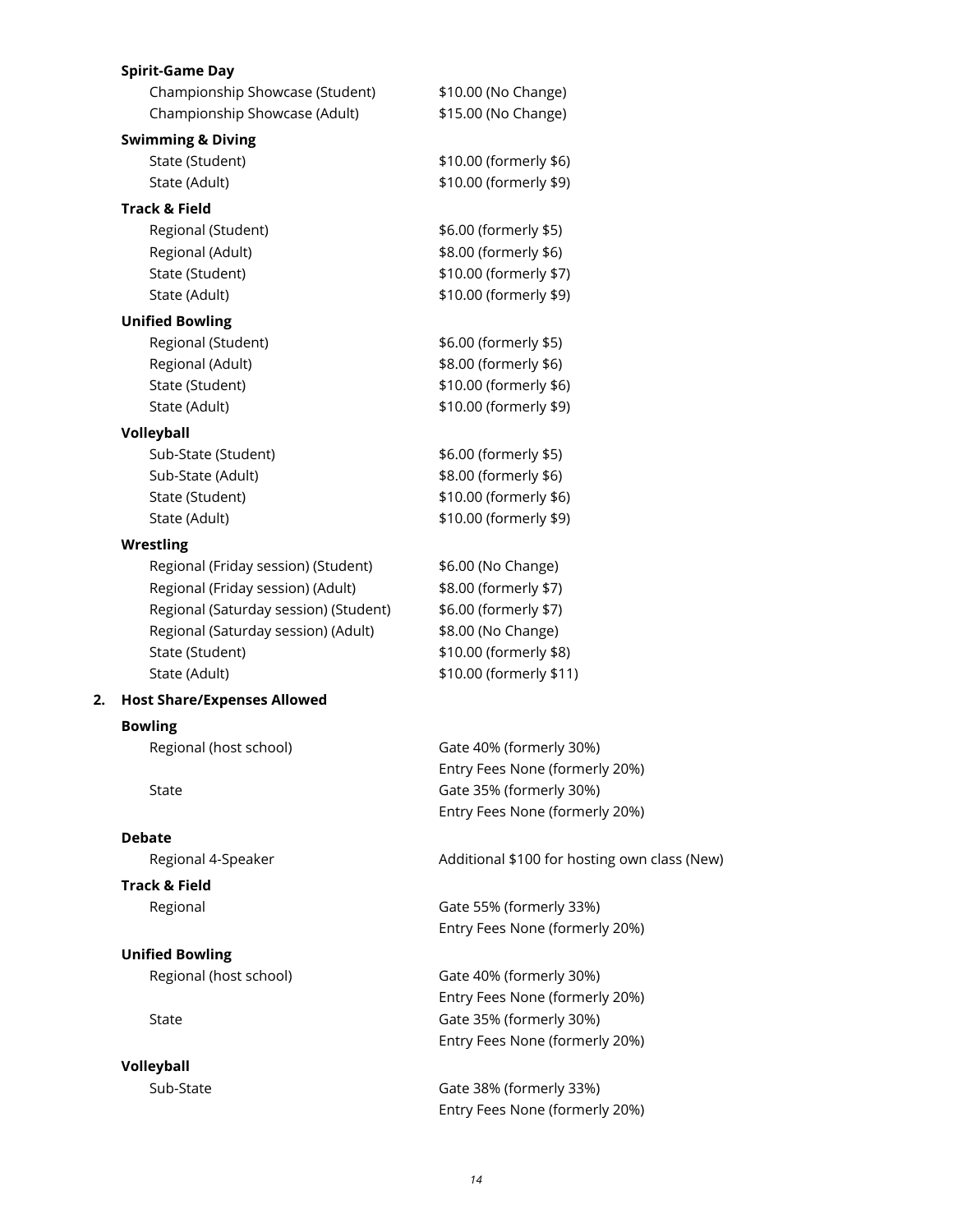**Spirit-Game Day**

| | |
|---|---|
| Championship Showcase (Student) | $10.00 (No Change) |
| Championship Showcase (Adult) | $15.00 (No Change) |

**Swimming & Diving**

| | |
|---|---|
| State (Student) | $10.00 (formerly $6) |
| State (Adult) | $10.00 (formerly $9) |

**Track & Field**

| | |
|---|---|
| Regional (Student) | $6.00 (formerly $5) |
| Regional (Adult) | $8.00 (formerly $6) |
| State (Student) | $10.00 (formerly $7) |
| State (Adult) | $10.00 (formerly $9) |

**Unified Bowling**

| | |
|---|---|
| Regional (Student) | $6.00 (formerly $5) |
| Regional (Adult) | $8.00 (formerly $6) |
| State (Student) | $10.00 (formerly $6) |
| State (Adult) | $10.00 (formerly $9) |

**Volleyball**

| | |
|---|---|
| Sub-State (Student) | $6.00 (formerly $5) |
| Sub-State (Adult) | $8.00 (formerly $6) |
| State (Student) | $10.00 (formerly $6) |
| State (Adult) | $10.00 (formerly $9) |

**Wrestling**

| | |
|---|---|
| Regional (Friday session) (Student) | $6.00 (No Change) |
| Regional (Friday session) (Adult) | $8.00 (formerly $7) |
| Regional (Saturday session) (Student) | $6.00 (formerly $7) |
| Regional (Saturday session) (Adult) | $8.00 (No Change) |
| State (Student) | $10.00 (formerly $8) |
| State (Adult) | $10.00 (formerly $11) |

2. **Host Share/Expenses Allowed**

**Bowling**

| | |
|---|---|
| Regional (host school) | Gate 40% (formerly 30%)<br>Entry Fees None (formerly 20%) |
| State | Gate 35% (formerly 30%)<br>Entry Fees None (formerly 20%) |

**Debate**

| | |
|---|---|
| Regional 4-Speaker | Additional $100 for hosting own class (New) |

**Track & Field**

| | |
|---|---|
| Regional | Gate 55% (formerly 33%)<br>Entry Fees None (formerly 20%) |

**Unified Bowling**

| | |
|---|---|
| Regional (host school) | Gate 40% (formerly 30%)<br>Entry Fees None (formerly 20%) |
| State | Gate 35% (formerly 30%)<br>Entry Fees None (formerly 20%) |

**Volleyball**

| | |
|---|---|
| Sub-State | Gate 38% (formerly 33%)<br>Entry Fees None (formerly 20%) |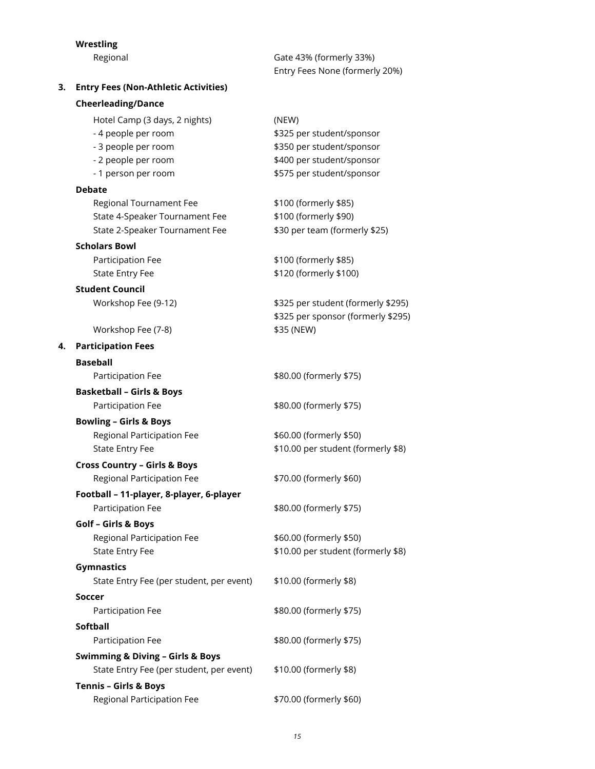**Wrestling**

| | |
|---|---|
| Regional | Gate 43% (formerly 33%)<br>Entry Fees None (formerly 20%) |

3. **Entry Fees (Non-Athletic Activities)**

**Cheerleading/Dance**

| | |
|---|---|
| Hotel Camp (3 days, 2 nights) | (NEW) |
| - 4 people per room | $325 per student/sponsor |
| - 3 people per room | $350 per student/sponsor |
| - 2 people per room | $400 per student/sponsor |
| - 1 person per room | $575 per student/sponsor |

**Debate**

| | |
|---|---|
| Regional Tournament Fee | $100 (formerly $85) |
| State 4-Speaker Tournament Fee | $100 (formerly $90) |
| State 2-Speaker Tournament Fee | $30 per team (formerly $25) |

**Scholars Bowl**

| | |
|---|---|
| Participation Fee | $100 (formerly $85) |
| State Entry Fee | $120 (formerly $100) |

**Student Council**

| | |
|---|---|
| Workshop Fee (9-12) | $325 per student (formerly $295)<br>$325 per sponsor (formerly $295) |
| Workshop Fee (7-8) | $35 (NEW) |

4. **Participation Fees**

**Baseball**

| | |
|---|---|
| Participation Fee | $80.00 (formerly $75) |

**Basketball – Girls & Boys**

| | |
|---|---|
| Participation Fee | $80.00 (formerly $75) |

**Bowling – Girls & Boys**

| | |
|---|---|
| Regional Participation Fee | $60.00 (formerly $50) |
| State Entry Fee | $10.00 per student (formerly $8) |

**Cross Country – Girls & Boys**

| | |
|---|---|
| Regional Participation Fee | $70.00 (formerly $60) |

**Football – 11-player, 8-player, 6-player**

| | |
|---|---|
| Participation Fee | $80.00 (formerly $75) |

**Golf – Girls & Boys**

| | |
|---|---|
| Regional Participation Fee | $60.00 (formerly $50) |
| State Entry Fee | $10.00 per student (formerly $8) |

**Gymnastics**

| | |
|---|---|
| State Entry Fee (per student, per event) | $10.00 (formerly $8) |

**Soccer**

| | |
|---|---|
| Participation Fee | $80.00 (formerly $75) |

**Softball**

| | |
|---|---|
| Participation Fee | $80.00 (formerly $75) |

**Swimming & Diving – Girls & Boys**

| | |
|---|---|
| State Entry Fee (per student, per event) | $10.00 (formerly $8) |

**Tennis – Girls & Boys**

| | |
|---|---|
| Regional Participation Fee | $70.00 (formerly $60) |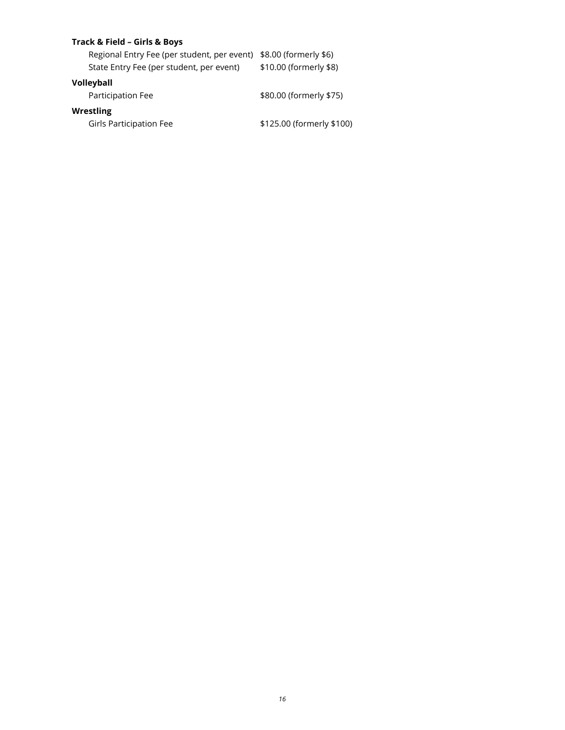**Track & Field – Girls & Boys**

| | |
|---|---|
| Regional Entry Fee (per student, per event) | \$8.00 (formerly \$6) |
| State Entry Fee (per student, per event) | \$10.00 (formerly \$8) |

**Volleyball**

| | |
|---|---|
| Participation Fee | \$80.00 (formerly \$75) |

**Wrestling**

| | |
|---|---|
| Girls Participation Fee | \$125.00 (formerly \$100) |